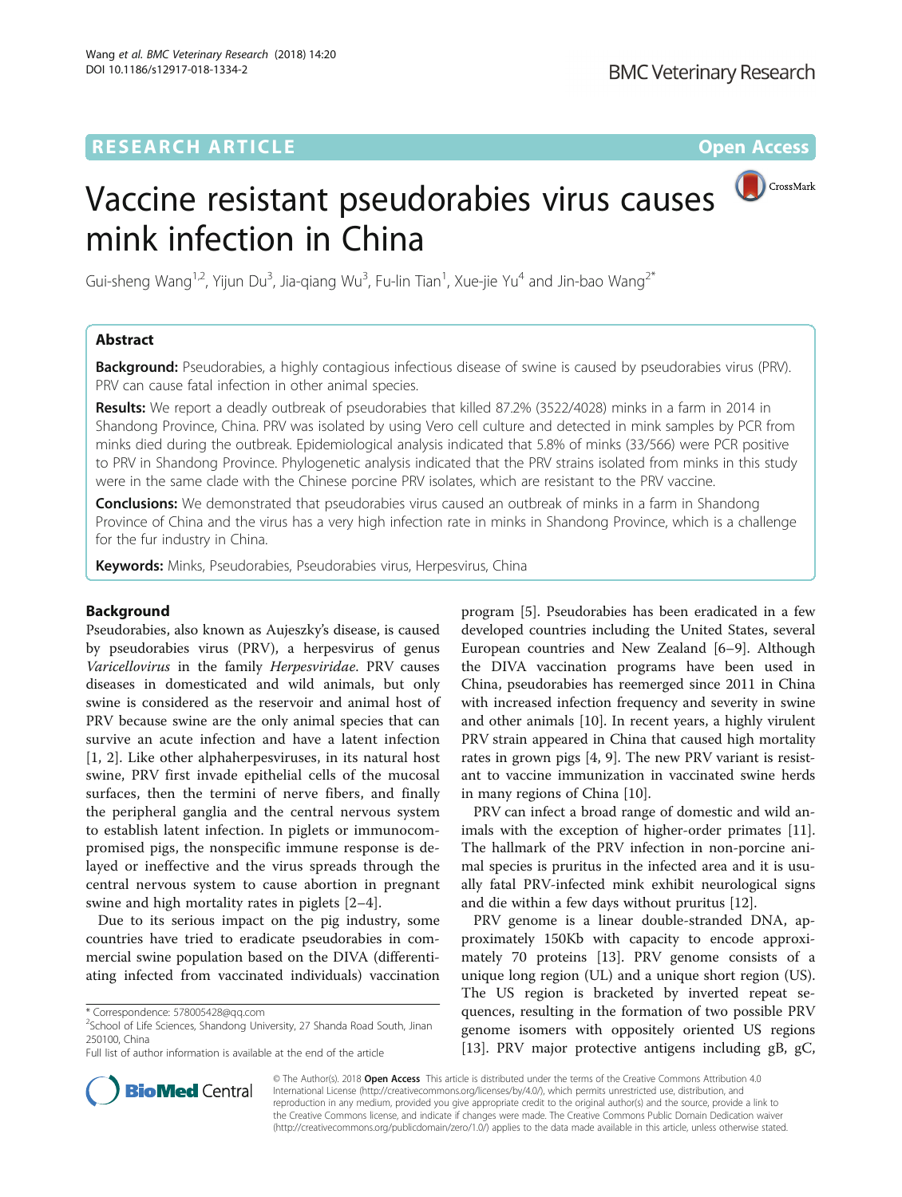RESEARCH ARTICLE

Open Access

# Vaccine resistant pseudorabies virus causes mink infection in China

Gui-sheng Wang[1,2], Yijun Du[3], Jia-qiang Wu[3], Fu-lin Tian[1], Xue-jie Yu[4] and Jin-bao Wang[2*]

## Abstract

**Background:** Pseudorabies, a highly contagious infectious disease of swine is caused by pseudorabies virus (PRV). PRV can cause fatal infection in other animal species.

**Results:** We report a deadly outbreak of pseudorabies that killed 87.2% (3522/4028) minks in a farm in 2014 in Shandong Province, China. PRV was isolated by using Vero cell culture and detected in mink samples by PCR from minks died during the outbreak. Epidemiological analysis indicated that 5.8% of minks (33/566) were PCR positive to PRV in Shandong Province. Phylogenetic analysis indicated that the PRV strains isolated from minks in this study were in the same clade with the Chinese porcine PRV isolates, which are resistant to the PRV vaccine.

**Conclusions:** We demonstrated that pseudorabies virus caused an outbreak of minks in a farm in Shandong Province of China and the virus has a very high infection rate in minks in Shandong Province, which is a challenge for the fur industry in China.

**Keywords:** Minks, Pseudorabies, Pseudorabies virus, Herpesvirus, China

## Background

Pseudorabies, also known as Aujeszky's disease, is caused by pseudorabies virus (PRV), a herpesvirus of genus *Varicellovirus* in the family *Herpesviridae*. PRV causes diseases in domesticated and wild animals, but only swine is considered as the reservoir and animal host of PRV because swine are the only animal species that can survive an acute infection and have a latent infection [1, 2]. Like other alphaherpesviruses, in its natural host swine, PRV first invade epithelial cells of the mucosal surfaces, then the termini of nerve fibers, and finally the peripheral ganglia and the central nervous system to establish latent infection. In piglets or immunocompromised pigs, the nonspecific immune response is delayed or ineffective and the virus spreads through the central nervous system to cause abortion in pregnant swine and high mortality rates in piglets [2–4].

Due to its serious impact on the pig industry, some countries have tried to eradicate pseudorabies in commercial swine population based on the DIVA (differentiating infected from vaccinated individuals) vaccination program [5]. Pseudorabies has been eradicated in a few developed countries including the United States, several European countries and New Zealand [6–9]. Although the DIVA vaccination programs have been used in China, pseudorabies has reemerged since 2011 in China with increased infection frequency and severity in swine and other animals [10]. In recent years, a highly virulent PRV strain appeared in China that caused high mortality rates in grown pigs [4, 9]. The new PRV variant is resistant to vaccine immunization in vaccinated swine herds in many regions of China [10].

PRV can infect a broad range of domestic and wild animals with the exception of higher-order primates [11]. The hallmark of the PRV infection in non-porcine animal species is pruritus in the infected area and it is usually fatal PRV-infected mink exhibit neurological signs and die within a few days without pruritus [12].

PRV genome is a linear double-stranded DNA, approximately 150Kb with capacity to encode approximately 70 proteins [13]. PRV genome consists of a unique long region (UL) and a unique short region (US). The US region is bracketed by inverted repeat sequences, resulting in the formation of two possible PRV genome isomers with oppositely oriented US regions [13]. PRV major protective antigens including gB, gC,

\* Correspondence: 578005428@qq.com
[2]School of Life Sciences, Shandong University, 27 Shanda Road South, Jinan 250100, China
Full list of author information is available at the end of the article

© The Author(s). 2018 **Open Access** This article is distributed under the terms of the Creative Commons Attribution 4.0 International License (http://creativecommons.org/licenses/by/4.0/), which permits unrestricted use, distribution, and reproduction in any medium, provided you give appropriate credit to the original author(s) and the source, provide a link to the Creative Commons license, and indicate if changes were made. The Creative Commons Public Domain Dedication waiver (http://creativecommons.org/publicdomain/zero/1.0/) applies to the data made available in this article, unless otherwise stated.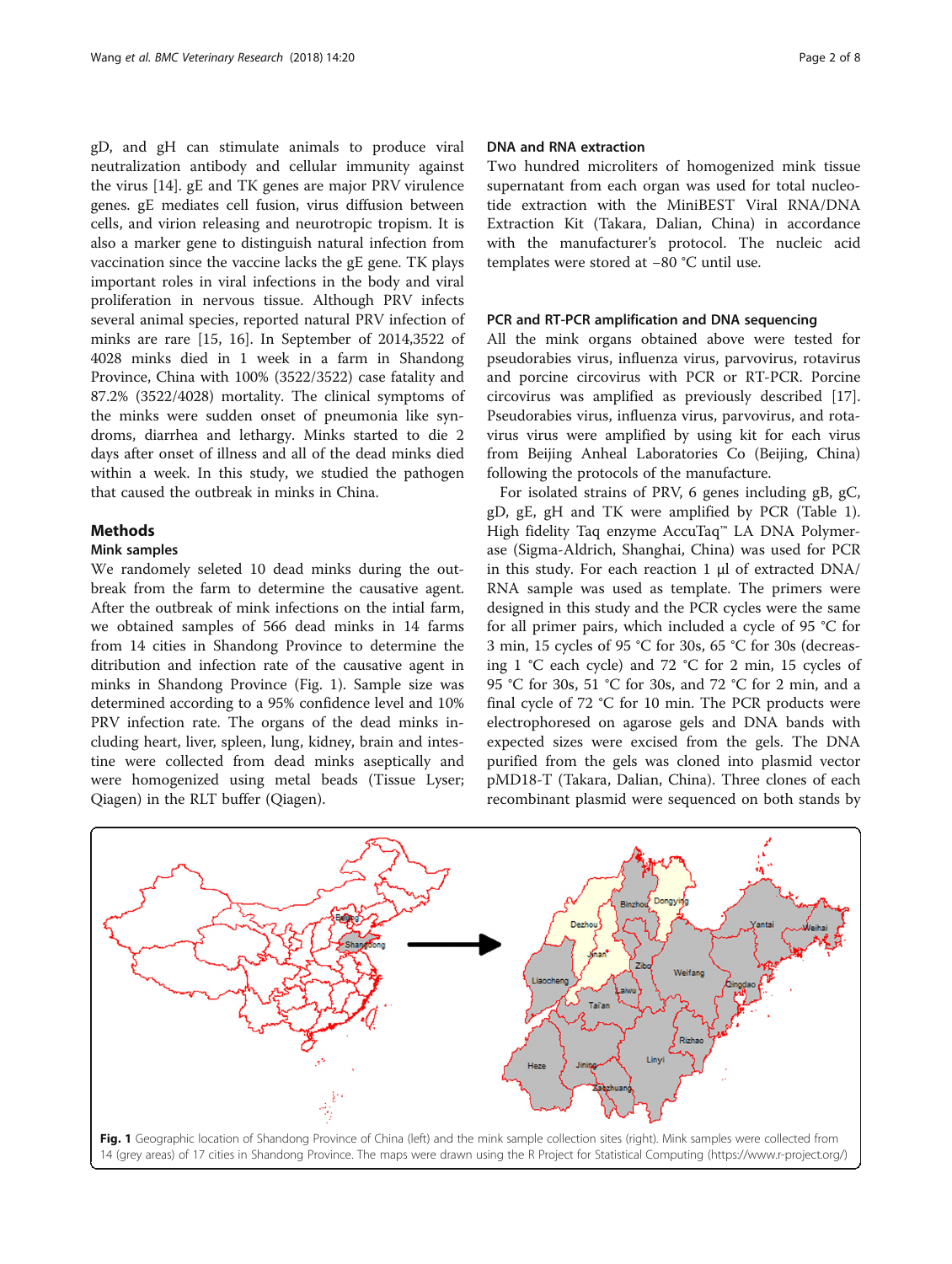gD, and gH can stimulate animals to produce viral neutralization antibody and cellular immunity against the virus [14]. gE and TK genes are major PRV virulence genes. gE mediates cell fusion, virus diffusion between cells, and virion releasing and neurotropic tropism. It is also a marker gene to distinguish natural infection from vaccination since the vaccine lacks the gE gene. TK plays important roles in viral infections in the body and viral proliferation in nervous tissue. Although PRV infects several animal species, reported natural PRV infection of minks are rare [15, 16]. In September of 2014,3522 of 4028 minks died in 1 week in a farm in Shandong Province, China with 100% (3522/3522) case fatality and 87.2% (3522/4028) mortality. The clinical symptoms of the minks were sudden onset of pneumonia like syndroms, diarrhea and lethargy. Minks started to die 2 days after onset of illness and all of the dead minks died within a week. In this study, we studied the pathogen that caused the outbreak in minks in China.

## Methods

### Mink samples

We randomely seleted 10 dead minks during the outbreak from the farm to determine the causative agent. After the outbreak of mink infections on the intial farm, we obtained samples of 566 dead minks in 14 farms from 14 cities in Shandong Province to determine the ditribution and infection rate of the causative agent in minks in Shandong Province (Fig. 1). Sample size was determined according to a 95% confidence level and 10% PRV infection rate. The organs of the dead minks including heart, liver, spleen, lung, kidney, brain and intestine were collected from dead minks aseptically and were homogenized using metal beads (Tissue Lyser; Qiagen) in the RLT buffer (Qiagen).

### DNA and RNA extraction

Two hundred microliters of homogenized mink tissue supernatant from each organ was used for total nucleotide extraction with the MiniBEST Viral RNA/DNA Extraction Kit (Takara, Dalian, China) in accordance with the manufacturer's protocol. The nucleic acid templates were stored at −80 °C until use.

### PCR and RT-PCR amplification and DNA sequencing

All the mink organs obtained above were tested for pseudorabies virus, influenza virus, parvovirus, rotavirus and porcine circovirus with PCR or RT-PCR. Porcine circovirus was amplified as previously described [17]. Pseudorabies virus, influenza virus, parvovirus, and rotavirus virus were amplified by using kit for each virus from Beijing Anheal Laboratories Co (Beijing, China) following the protocols of the manufacture.

For isolated strains of PRV, 6 genes including gB, gC, gD, gE, gH and TK were amplified by PCR (Table 1). High fidelity Taq enzyme AccuTaq™ LA DNA Polymerase (Sigma-Aldrich, Shanghai, China) was used for PCR in this study. For each reaction 1 μl of extracted DNA/RNA sample was used as template. The primers were designed in this study and the PCR cycles were the same for all primer pairs, which included a cycle of 95 °C for 3 min, 15 cycles of 95 °C for 30s, 65 °C for 30s (decreasing 1 °C each cycle) and 72 °C for 2 min, 15 cycles of 95 °C for 30s, 51 °C for 30s, and 72 °C for 2 min, and a final cycle of 72 °C for 10 min. The PCR products were electrophoresed on agarose gels and DNA bands with expected sizes were excised from the gels. The DNA purified from the gels was cloned into plasmid vector pMD18-T (Takara, Dalian, China). Three clones of each recombinant plasmid were sequenced on both stands by

**Fig. 1** Geographic location of Shandong Province of China (left) and the mink sample collection sites (right). Mink samples were collected from 14 (grey areas) of 17 cities in Shandong Province. The maps were drawn using the R Project for Statistical Computing (https://www.r-project.org/)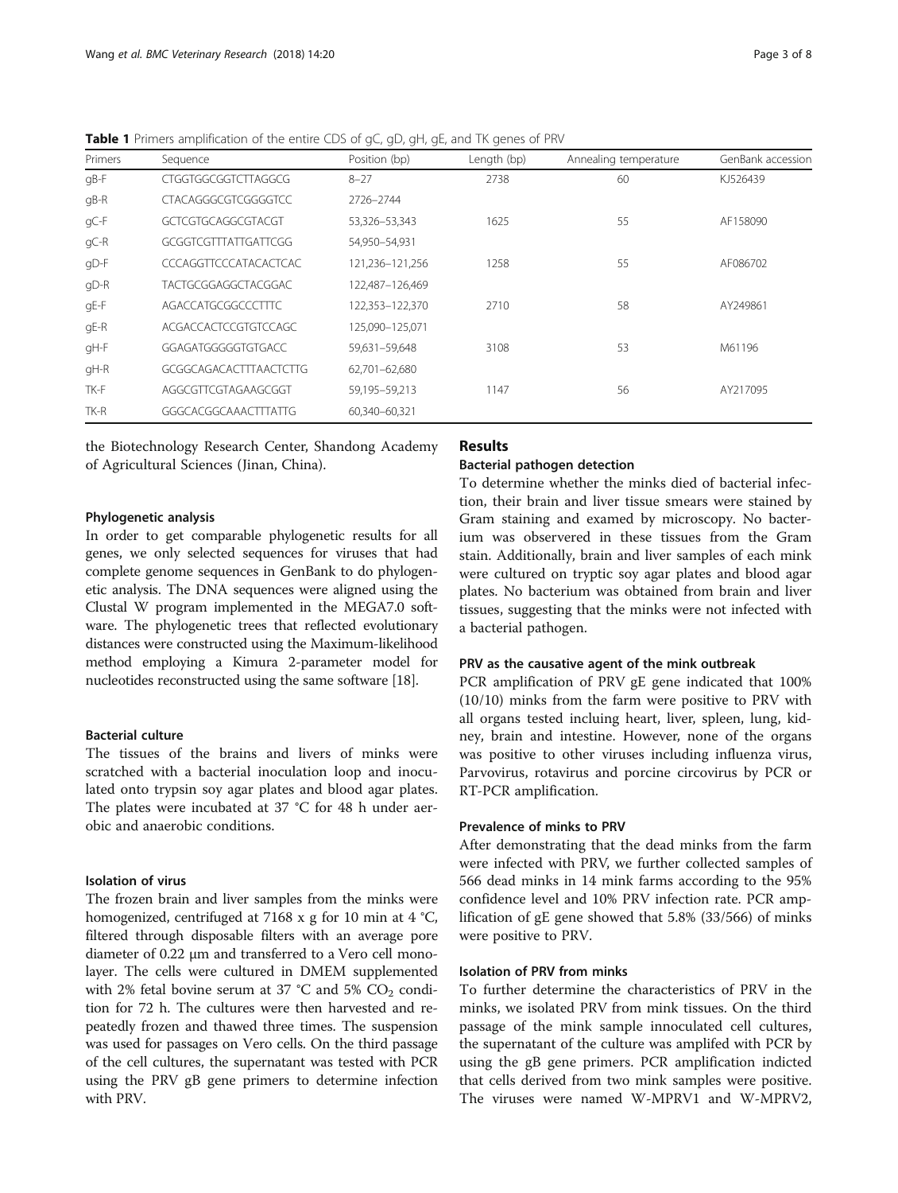**Table 1** Primers amplification of the entire CDS of gC, gD, gH, gE, and TK genes of PRV

| Primers | Sequence | Position (bp) | Length (bp) | Annealing temperature | GenBank accession |
|---|---|---|---|---|---|
| gB-F | CTGGTGGCGGTCTTAGGCG | 8–27 | 2738 | 60 | KJ526439 |
| gB-R | CTACAGGGCGTCGGGGTCC | 2726–2744 | | | |
| gC-F | GCTCGTGCAGGCGTACGT | 53,326–53,343 | 1625 | 55 | AF158090 |
| gC-R | GCGGTCGTTTATTGATTCGG | 54,950–54,931 | | | |
| gD-F | CCCAGGTTCCCATACACTCAC | 121,236–121,256 | 1258 | 55 | AF086702 |
| gD-R | TACTGCGGAGGCTACGGAC | 122,487–126,469 | | | |
| gE-F | AGACCATGCGGCCCTTTC | 122,353–122,370 | 2710 | 58 | AY249861 |
| gE-R | ACGACCACTCCGTGTCCAGC | 125,090–125,071 | | | |
| gH-F | GGAGATGGGGGTGTGACC | 59,631–59,648 | 3108 | 53 | M61196 |
| gH-R | GCGGCAGACACTTTAACTCTTG | 62,701–62,680 | | | |
| TK-F | AGGCGTTCGTAGAAGCGGT | 59,195–59,213 | 1147 | 56 | AY217095 |
| TK-R | GGGCACGGCAAACTTTATTG | 60,340–60,321 | | | |

the Biotechnology Research Center, Shandong Academy of Agricultural Sciences (Jinan, China).

### Phylogenetic analysis

In order to get comparable phylogenetic results for all genes, we only selected sequences for viruses that had complete genome sequences in GenBank to do phylogenetic analysis. The DNA sequences were aligned using the Clustal W program implemented in the MEGA7.0 software. The phylogenetic trees that reflected evolutionary distances were constructed using the Maximum-likelihood method employing a Kimura 2-parameter model for nucleotides reconstructed using the same software [18].

### Bacterial culture

The tissues of the brains and livers of minks were scratched with a bacterial inoculation loop and inoculated onto trypsin soy agar plates and blood agar plates. The plates were incubated at 37 °C for 48 h under aerobic and anaerobic conditions.

### Isolation of virus

The frozen brain and liver samples from the minks were homogenized, centrifuged at 7168 x g for 10 min at 4 °C, filtered through disposable filters with an average pore diameter of 0.22 μm and transferred to a Vero cell monolayer. The cells were cultured in DMEM supplemented with 2% fetal bovine serum at 37 °C and 5% $CO_2$ condition for 72 h. The cultures were then harvested and repeatedly frozen and thawed three times. The suspension was used for passages on Vero cells. On the third passage of the cell cultures, the supernatant was tested with PCR using the PRV gB gene primers to determine infection with PRV.

## Results

### Bacterial pathogen detection

To determine whether the minks died of bacterial infection, their brain and liver tissue smears were stained by Gram staining and examed by microscopy. No bacterium was observed in these tissues from the Gram stain. Additionally, brain and liver samples of each mink were cultured on tryptic soy agar plates and blood agar plates. No bacterium was obtained from brain and liver tissues, suggesting that the minks were not infected with a bacterial pathogen.

### PRV as the causative agent of the mink outbreak

PCR amplification of PRV gE gene indicated that 100% (10/10) minks from the farm were positive to PRV with all organs tested incluing heart, liver, spleen, lung, kidney, brain and intestine. However, none of the organs was positive to other viruses including influenza virus, Parvovirus, rotavirus and porcine circovirus by PCR or RT-PCR amplification.

### Prevalence of minks to PRV

After demonstrating that the dead minks from the farm were infected with PRV, we further collected samples of 566 dead minks in 14 mink farms according to the 95% confidence level and 10% PRV infection rate. PCR amplification of gE gene showed that 5.8% (33/566) of minks were positive to PRV.

### Isolation of PRV from minks

To further determine the characteristics of PRV in the minks, we isolated PRV from mink tissues. On the third passage of the mink sample innoculated cell cultures, the supernatant of the culture was amplifed with PCR by using the gB gene primers. PCR amplification indicted that cells derived from two mink samples were positive. The viruses were named W-MPRV1 and W-MPRV2,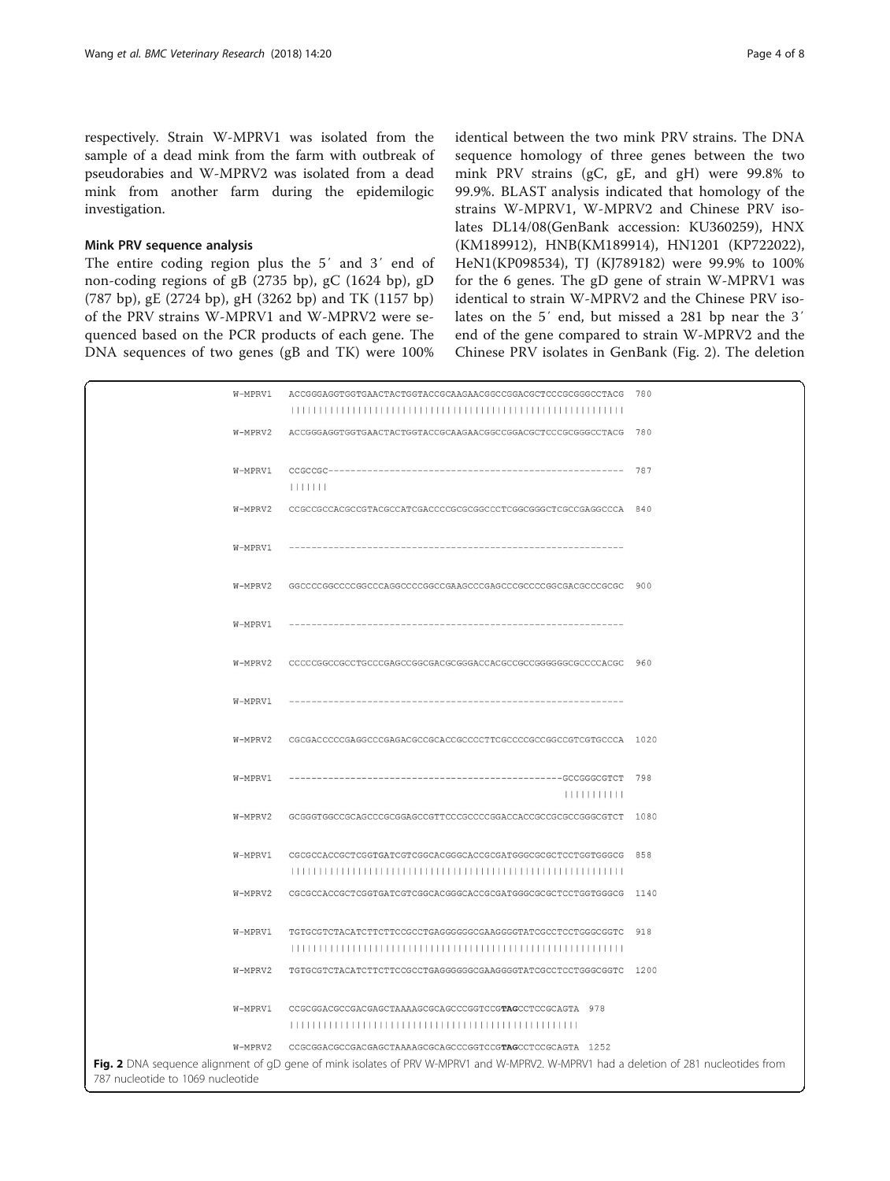respectively. Strain W-MPRV1 was isolated from the sample of a dead mink from the farm with outbreak of pseudorabies and W-MPRV2 was isolated from a dead mink from another farm during the epidemilogic investigation.

### Mink PRV sequence analysis

The entire coding region plus the 5′ and 3′ end of non-coding regions of gB (2735 bp), gC (1624 bp), gD (787 bp), gE (2724 bp), gH (3262 bp) and TK (1157 bp) of the PRV strains W-MPRV1 and W-MPRV2 were sequenced based on the PCR products of each gene. The DNA sequences of two genes (gB and TK) were 100% identical between the two mink PRV strains. The DNA sequence homology of three genes between the two mink PRV strains (gC, gE, and gH) were 99.8% to 99.9%. BLAST analysis indicated that homology of the strains W-MPRV1, W-MPRV2 and Chinese PRV isolates DL14/08(GenBank accession: KU360259), HNX (KM189912), HNB(KM189914), HN1201 (KP722022), HeN1(KP098534), TJ (KJ789182) were 99.9% to 100% for the 6 genes. The gD gene of strain W-MPRV1 was identical to strain W-MPRV2 and the Chinese PRV isolates on the 5′ end, but missed a 281 bp near the 3′ end of the gene compared to strain W-MPRV2 and the Chinese PRV isolates in GenBank (Fig. 2). The deletion

```
W-MPRV1  ACCGGGAGGTGGTGAACTACTGGTACCGCAAGAACGGCCGGACGCTCCCGCGGGCCTACG  780
         ||||||||||||||||||||||||||||||||||||||||||||||||||||||||||||
W-MPRV2  ACCGGGAGGTGGTGAACTACTGGTACCGCAAGAACGGCCGGACGCTCCCGCGGGCCTACG  780

W-MPRV1  CCGCCGC-----------------------------------------------------  787
         |||||||
W-MPRV2  CCGCCGCCACGCCGTACGCCATCGACCCCGCGCGGCCCTCGGCGGGCTCGCCGAGGCCCA  840

W-MPRV1  ------------------------------------------------------------

W-MPRV2  GGCCCCGGCCCCGGCCCAGGCCCCGGCCGAAGCCCGAGCCCGCCCCGGCGACGCCCGCGC  900

W-MPRV1  ------------------------------------------------------------

W-MPRV2  CCCCCGGCCGCCTGCCCGAGCCGGCGACGCGGGACCACGCCGCCGGGGGGCGCCCCACGC  960

W-MPRV1  ------------------------------------------------------------

W-MPRV2  CGCGACCCCCGAGGCCCGAGACGCCGCACCGCCCCTTCGCCCCGCCGGCCGTCGTGCCCA  1020

W-MPRV1  -------------------------------------------------GCCGGGCGTCT  798
                                                          |||||||||||
W-MPRV2  GCGGGTGGCCGCAGCCCGCGGAGCCGTTCCCGCCCCGGACCACCGCCGCGCCGGGCGTCT  1080

W-MPRV1  CGCGCCACCGCTCGGTGATCGTCGGCACGGGCACCGCGATGGGCGCGCTCCTGGTGGGCG  858
         ||||||||||||||||||||||||||||||||||||||||||||||||||||||||||||
W-MPRV2  CGCGCCACCGCTCGGTGATCGTCGGCACGGGCACCGCGATGGGCGCGCTCCTGGTGGGCG  1140

W-MPRV1  TGTGCGTCTACATCTTCTTCCGCCTGAGGGGGGCGAAGGGGTATCGCCTCCTGGGCGGTC  918
         ||||||||||||||||||||||||||||||||||||||||||||||||||||||||||||
W-MPRV2  TGTGCGTCTACATCTTCTTCCGCCTGAGGGGGGCGAAGGGGTATCGCCTCCTGGGCGGTC  1200

W-MPRV1  CCGCGGACGCCGACGAGCTAAAAGCGCAGCCCGGTCCGTAGCCTCCGCAGTA  978
         ||||||||||||||||||||||||||||||||||||||||||||||||||||
W-MPRV2  CCGCGGACGCCGACGAGCTAAAAGCGCAGCCCGGTCCGTAGCCTCCGCAGTA  1252
```

**Fig. 2** DNA sequence alignment of gD gene of mink isolates of PRV W-MPRV1 and W-MPRV2. W-MPRV1 had a deletion of 281 nucleotides from 787 nucleotide to 1069 nucleotide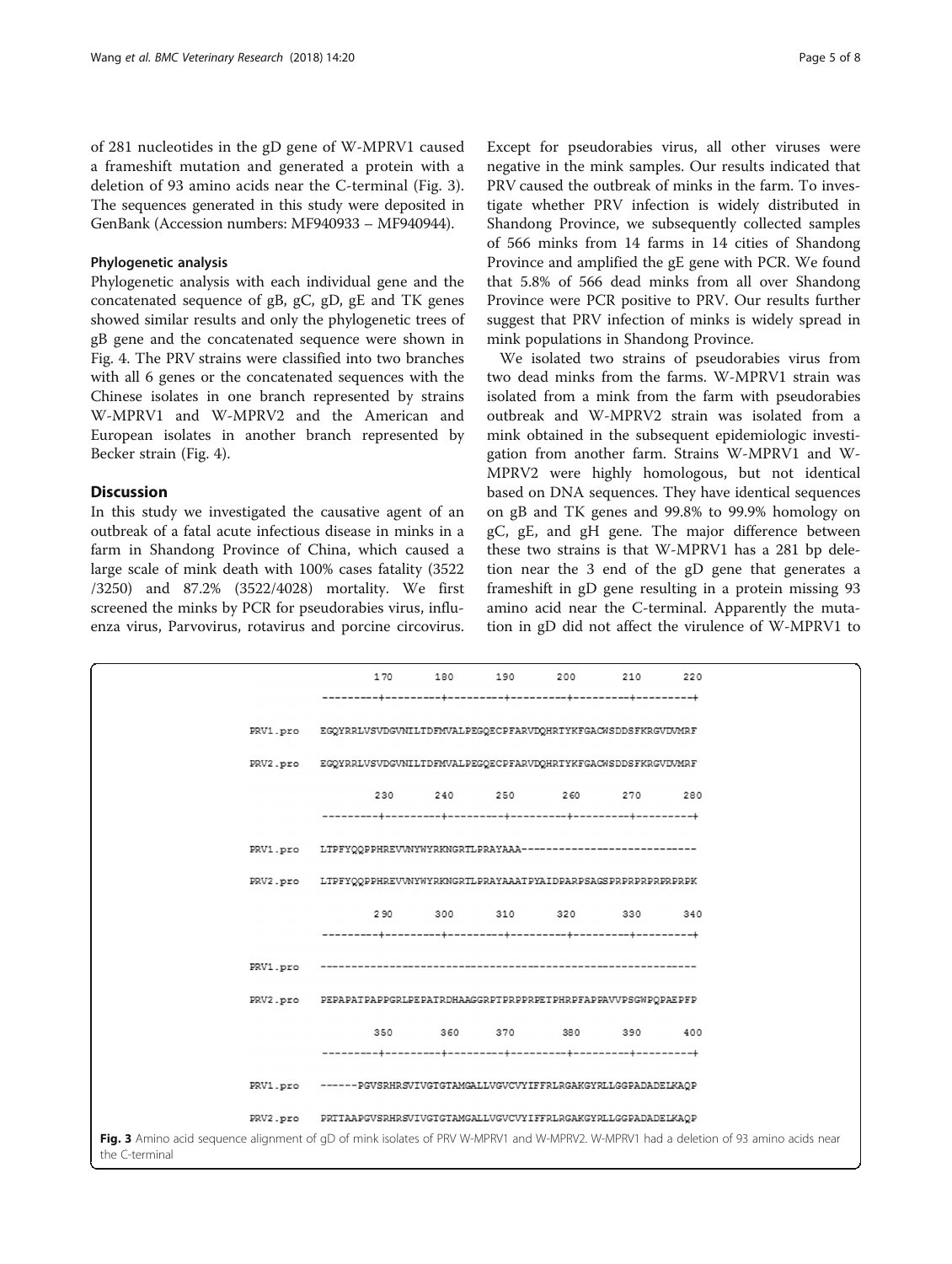of 281 nucleotides in the gD gene of W-MPRV1 caused a frameshift mutation and generated a protein with a deletion of 93 amino acids near the C-terminal (Fig. 3). The sequences generated in this study were deposited in GenBank (Accession numbers: MF940933 – MF940944).

### Phylogenetic analysis

Phylogenetic analysis with each individual gene and the concatenated sequence of gB, gC, gD, gE and TK genes showed similar results and only the phylogenetic trees of gB gene and the concatenated sequence were shown in Fig. 4. The PRV strains were classified into two branches with all 6 genes or the concatenated sequences with the Chinese isolates in one branch represented by strains W-MPRV1 and W-MPRV2 and the American and European isolates in another branch represented by Becker strain (Fig. 4).

## Discussion

In this study we investigated the causative agent of an outbreak of a fatal acute infectious disease in minks in a farm in Shandong Province of China, which caused a large scale of mink death with 100% cases fatality (3522 /3250) and 87.2% (3522/4028) mortality. We first screened the minks by PCR for pseudorabies virus, influenza virus, Parvovirus, rotavirus and porcine circovirus. Except for pseudorabies virus, all other viruses were negative in the mink samples. Our results indicated that PRV caused the outbreak of minks in the farm. To investigate whether PRV infection is widely distributed in Shandong Province, we subsequently collected samples of 566 minks from 14 farms in 14 cities of Shandong Province and amplified the gE gene with PCR. We found that 5.8% of 566 dead minks from all over Shandong Province were PCR positive to PRV. Our results further suggest that PRV infection of minks is widely spread in mink populations in Shandong Province.

We isolated two strains of pseudorabies virus from two dead minks from the farms. W-MPRV1 strain was isolated from a mink from the farm with pseudorabies outbreak and W-MPRV2 strain was isolated from a mink obtained in the subsequent epidemiologic investigation from another farm. Strains W-MPRV1 and W-MPRV2 were highly homologous, but not identical based on DNA sequences. They have identical sequences on gB and TK genes and 99.8% to 99.9% homology on gC, gE, and gH gene. The major difference between these two strains is that W-MPRV1 has a 281 bp deletion near the 3 end of the gD gene that generates a frameshift in gD gene resulting in a protein missing 93 amino acid near the C-terminal. Apparently the mutation in gD did not affect the virulence of W-MPRV1 to

```
                170       180       190       200       210       220
          ---------+---------+---------+---------+---------+---------+
PRV1.pro  EGQYRRLVSVDGVNILTDFMVALPEGQECPFARVDQHRTYKFGACWSDDSFKRGVDVMRF
PRV2.pro  EGQYRRLVSVDGVNILTDFMVALPEGQECPFARVDQHRTYKFGACWSDDSFKRGVDVMRF

                230       240       250       260       270       280
          ---------+---------+---------+---------+---------+---------+
PRV1.pro  LTPFYQQPPHREVVNYWYRKNGRTLPRAYAAA----------------------------
PRV2.pro  LTPFYQQPPHREVVNYWYRKNGRTLPRAYAAATPYAIDPARPSAGSPRPRPRPRPRPRPK

                290       300       310       320       330       340
          ---------+---------+---------+---------+---------+---------+
PRV1.pro  ------------------------------------------------------------
PRV2.pro  PEPAPATPAPPGRLPEPATRDHAAGGRPTPRPPRPETPHRPFAPPAVVPSGWPQPAEPFP

                350       360       370       380       390       400
          ---------+---------+---------+---------+---------+---------+
PRV1.pro  ------PGVSRHRSVIVGTGTAMGALLVGVCVYIFFRLRGAKGYRLLGGPADADELKAQP
PRV2.pro  PRTTAAPGVSRHRSVIVGTGTAMGALLVGVCVYIFFRLRGAKGYRLLGGPADADELKAQP
```

**Fig. 3** Amino acid sequence alignment of gD of mink isolates of PRV W-MPRV1 and W-MPRV2. W-MPRV1 had a deletion of 93 amino acids near the C-terminal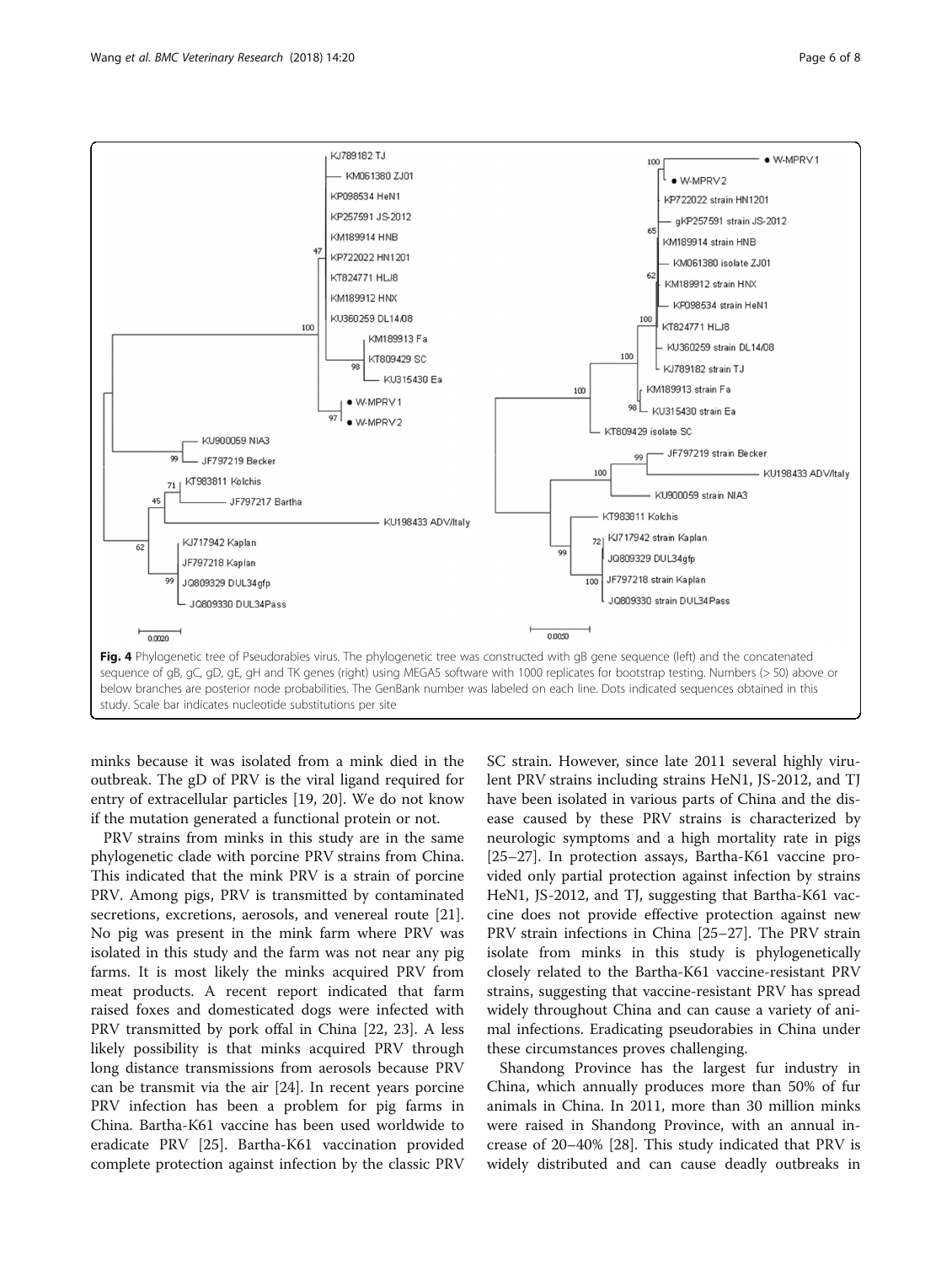**Fig. 4** Phylogenetic tree of Pseudorabies virus. The phylogenetic tree was constructed with gB gene sequence (left) and the concatenated sequence of gB, gC, gD, gE, gH and TK genes (right) using MEGA5 software with 1000 replicates for bootstrap testing. Numbers (> 50) above or below branches are posterior node probabilities. The GenBank number was labeled on each line. Dots indicated sequences obtained in this study. Scale bar indicates nucleotide substitutions per site

minks because it was isolated from a mink died in the outbreak. The gD of PRV is the viral ligand required for entry of extracellular particles [19, 20]. We do not know if the mutation generated a functional protein or not.

PRV strains from minks in this study are in the same phylogenetic clade with porcine PRV strains from China. This indicated that the mink PRV is a strain of porcine PRV. Among pigs, PRV is transmitted by contaminated secretions, excretions, aerosols, and venereal route [21]. No pig was present in the mink farm where PRV was isolated in this study and the farm was not near any pig farms. It is most likely the minks acquired PRV from meat products. A recent report indicated that farm raised foxes and domesticated dogs were infected with PRV transmitted by pork offal in China [22, 23]. A less likely possibility is that minks acquired PRV through long distance transmissions from aerosols because PRV can be transmit via the air [24]. In recent years porcine PRV infection has been a problem for pig farms in China. Bartha-K61 vaccine has been used worldwide to eradicate PRV [25]. Bartha-K61 vaccination provided complete protection against infection by the classic PRV SC strain. However, since late 2011 several highly virulent PRV strains including strains HeN1, JS-2012, and TJ have been isolated in various parts of China and the disease caused by these PRV strains is characterized by neurologic symptoms and a high mortality rate in pigs [25–27]. In protection assays, Bartha-K61 vaccine provided only partial protection against infection by strains HeN1, JS-2012, and TJ, suggesting that Bartha-K61 vaccine does not provide effective protection against new PRV strain infections in China [25–27]. The PRV strain isolate from minks in this study is phylogenetically closely related to the Bartha-K61 vaccine-resistant PRV strains, suggesting that vaccine-resistant PRV has spread widely throughout China and can cause a variety of animal infections. Eradicating pseudorabies in China under these circumstances proves challenging.

Shandong Province has the largest fur industry in China, which annually produces more than 50% of fur animals in China. In 2011, more than 30 million minks were raised in Shandong Province, with an annual increase of 20–40% [28]. This study indicated that PRV is widely distributed and can cause deadly outbreaks in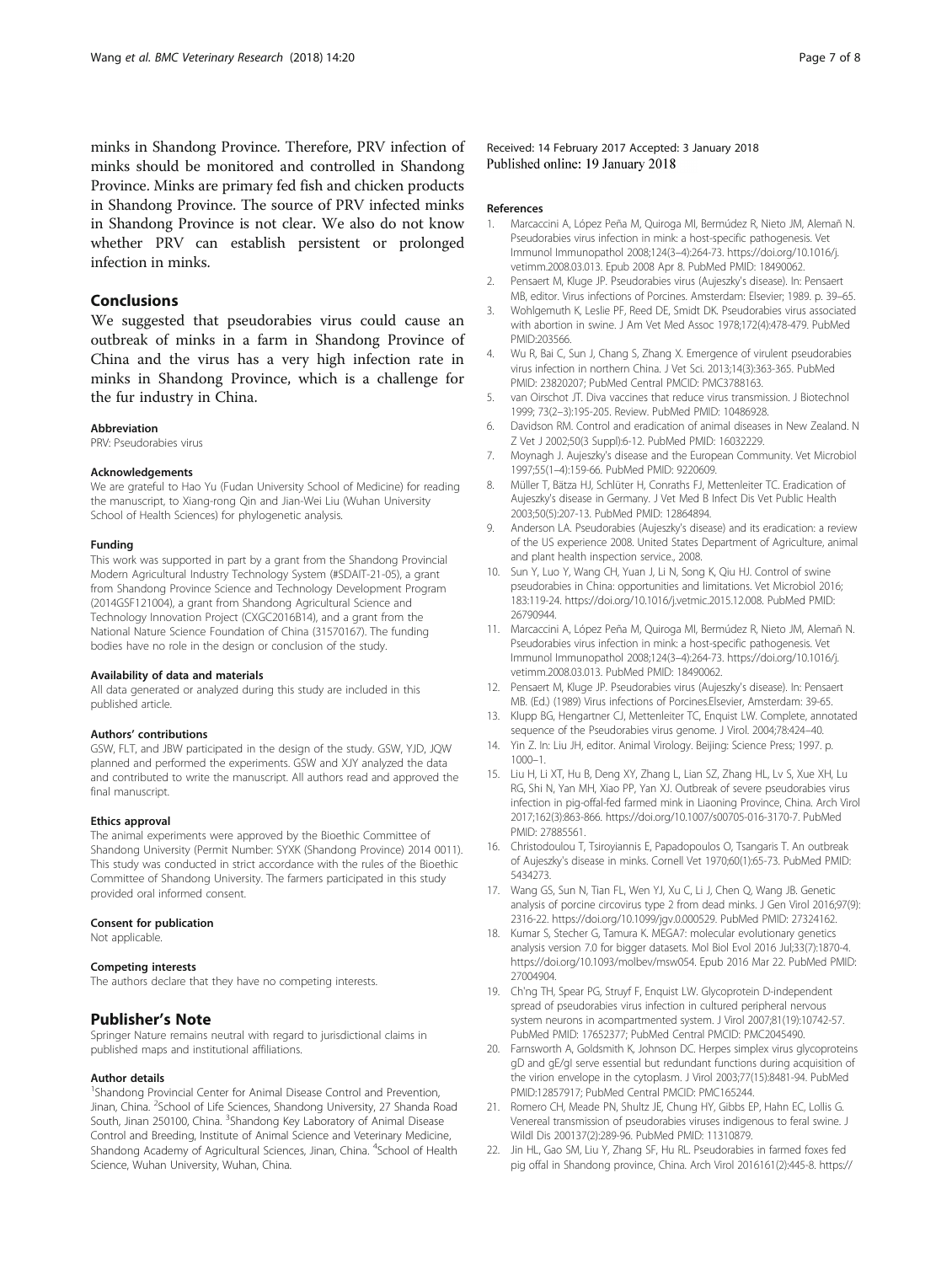minks in Shandong Province. Therefore, PRV infection of minks should be monitored and controlled in Shandong Province. Minks are primary fed fish and chicken products in Shandong Province. The source of PRV infected minks in Shandong Province is not clear. We also do not know whether PRV can establish persistent or prolonged infection in minks.

## Conclusions

We suggested that pseudorabies virus could cause an outbreak of minks in a farm in Shandong Province of China and the virus has a very high infection rate in minks in Shandong Province, which is a challenge for the fur industry in China.

#### Abbreviation

PRV: Pseudorabies virus

#### Acknowledgements

We are grateful to Hao Yu (Fudan University School of Medicine) for reading the manuscript, to Xiang-rong Qin and Jian-Wei Liu (Wuhan University School of Health Sciences) for phylogenetic analysis.

#### Funding

This work was supported in part by a grant from the Shandong Provincial Modern Agricultural Industry Technology System (#SDAIT-21-05), a grant from Shandong Province Science and Technology Development Program (2014GSF121004), a grant from Shandong Agricultural Science and Technology Innovation Project (CXGC2016B14), and a grant from the National Nature Science Foundation of China (31570167). The funding bodies have no role in the design or conclusion of the study.

#### Availability of data and materials

All data generated or analyzed during this study are included in this published article.

#### Authors' contributions

GSW, FLT, and JBW participated in the design of the study. GSW, YJD, JQW planned and performed the experiments. GSW and XJY analyzed the data and contributed to write the manuscript. All authors read and approved the final manuscript.

#### Ethics approval

The animal experiments were approved by the Bioethic Committee of Shandong University (Permit Number: SYXK (Shandong Province) 2014 0011). This study was conducted in strict accordance with the rules of the Bioethic Committee of Shandong University. The farmers participated in this study provided oral informed consent.

#### Consent for publication

Not applicable.

#### Competing interests

The authors declare that they have no competing interests.

## Publisher's Note

Springer Nature remains neutral with regard to jurisdictional claims in published maps and institutional affiliations.

#### Author details

[1]Shandong Provincial Center for Animal Disease Control and Prevention, Jinan, China. [2]School of Life Sciences, Shandong University, 27 Shanda Road South, Jinan 250100, China. [3]Shandong Key Laboratory of Animal Disease Control and Breeding, Institute of Animal Science and Veterinary Medicine, Shandong Academy of Agricultural Sciences, Jinan, China. [4]School of Health Science, Wuhan University, Wuhan, China.

Received: 14 February 2017 Accepted: 3 January 2018
Published online: 19 January 2018

#### References

1. Marcaccini A, López Peña M, Quiroga MI, Bermúdez R, Nieto JM, Alemañ N. Pseudorabies virus infection in mink: a host-specific pathogenesis. Vet Immunol Immunopathol 2008;124(3–4):264-73. https://doi.org/10.1016/j.vetimm.2008.03.013. Epub 2008 Apr 8. PubMed PMID: 18490062.
2. Pensaert M, Kluge JP. Pseudorabies virus (Aujeszky's disease). In: Pensaert MB, editor. Virus infections of Porcines. Amsterdam: Elsevier; 1989. p. 39–65.
3. Wohlgemuth K, Leslie PF, Reed DE, Smidt DK. Pseudorabies virus associated with abortion in swine. J Am Vet Med Assoc 1978;172(4):478-479. PubMed PMID:203566.
4. Wu R, Bai C, Sun J, Chang S, Zhang X. Emergence of virulent pseudorabies virus infection in northern China. J Vet Sci. 2013;14(3):363-365. PubMed PMID: 23820207; PubMed Central PMCID: PMC3788163.
5. van Oirschot JT. Diva vaccines that reduce virus transmission. J Biotechnol 1999; 73(2–3):195-205. Review. PubMed PMID: 10486928.
6. Davidson RM. Control and eradication of animal diseases in New Zealand. N Z Vet J 2002;50(3 Suppl):6-12. PubMed PMID: 16032229.
7. Moynagh J. Aujeszky's disease and the European Community. Vet Microbiol 1997;55(1–4):159-66. PubMed PMID: 9220609.
8. Müller T, Bätza HJ, Schlüter H, Conraths FJ, Mettenleiter TC. Eradication of Aujeszky's disease in Germany. J Vet Med B Infect Dis Vet Public Health 2003;50(5):207-13. PubMed PMID: 12864894.
9. Anderson LA. Pseudorabies (Aujeszky's disease) and its eradication: a review of the US experience 2008. United States Department of Agriculture, animal and plant health inspection service., 2008.
10. Sun Y, Luo Y, Wang CH, Yuan J, Li N, Song K, Qiu HJ. Control of swine pseudorabies in China: opportunities and limitations. Vet Microbiol 2016; 183:119-24. https://doi.org/10.1016/j.vetmic.2015.12.008. PubMed PMID: 26790944.
11. Marcaccini A, López Peña M, Quiroga MI, Bermúdez R, Nieto JM, Alemañ N. Pseudorabies virus infection in mink: a host-specific pathogenesis. Vet Immunol Immunopathol 2008;124(3–4):264-73. https://doi.org/10.1016/j.vetimm.2008.03.013. PubMed PMID: 18490062.
12. Pensaert M, Kluge JP. Pseudorabies virus (Aujeszky's disease). In: Pensaert MB. (Ed.) (1989) Virus infections of Porcines.Elsevier, Amsterdam: 39-65.
13. Klupp BG, Hengartner CJ, Mettenleiter TC, Enquist LW. Complete, annotated sequence of the Pseudorabies virus genome. J Virol. 2004;78:424–40.
14. Yin Z. In: Liu JH, editor. Animal Virology. Beijing: Science Press; 1997. p. 1000–1.
15. Liu H, Li XT, Hu B, Deng XY, Zhang L, Lian SZ, Zhang HL, Lv S, Xue XH, Lu RG, Shi N, Yan MH, Xiao PP, Yan XJ. Outbreak of severe pseudorabies virus infection in pig-offal-fed farmed mink in Liaoning Province, China. Arch Virol 2017;162(3):863-866. https://doi.org/10.1007/s00705-016-3170-7. PubMed PMID: 27885561.
16. Christodoulou T, Tsiroyiannis E, Papadopoulos O, Tsangaris T. An outbreak of Aujeszky's disease in minks. Cornell Vet 1970;60(1):65-73. PubMed PMID: 5434273.
17. Wang GS, Sun N, Tian FL, Wen YJ, Xu C, Li J, Chen Q, Wang JB. Genetic analysis of porcine circovirus type 2 from dead minks. J Gen Virol 2016;97(9): 2316-22. https://doi.org/10.1099/jgv.0.000529. PubMed PMID: 27324162.
18. Kumar S, Stecher G, Tamura K. MEGA7: molecular evolutionary genetics analysis version 7.0 for bigger datasets. Mol Biol Evol 2016 Jul;33(7):1870-4. https://doi.org/10.1093/molbev/msw054. Epub 2016 Mar 22. PubMed PMID: 27004904.
19. Ch'ng TH, Spear PG, Struyf F, Enquist LW. Glycoprotein D-independent spread of pseudorabies virus infection in cultured peripheral nervous system neurons in acompartmented system. J Virol 2007;81(19):10742-57. PubMed PMID: 17652377; PubMed Central PMCID: PMC2045490.
20. Farnsworth A, Goldsmith K, Johnson DC. Herpes simplex virus glycoproteins gD and gE/gI serve essential but redundant functions during acquisition of the virion envelope in the cytoplasm. J Virol 2003;77(15):8481-94. PubMed PMID:12857917; PubMed Central PMCID: PMC165244.
21. Romero CH, Meade PN, Shultz JE, Chung HY, Gibbs EP, Hahn EC, Lollis G. Venereal transmission of pseudorabies viruses indigenous to feral swine. J Wildl Dis 200137(2):289-96. PubMed PMID: 11310879.
22. Jin HL, Gao SM, Liu Y, Zhang SF, Hu RL. Pseudorabies in farmed foxes fed pig offal in Shandong province, China. Arch Virol 2016161(2):445-8. https://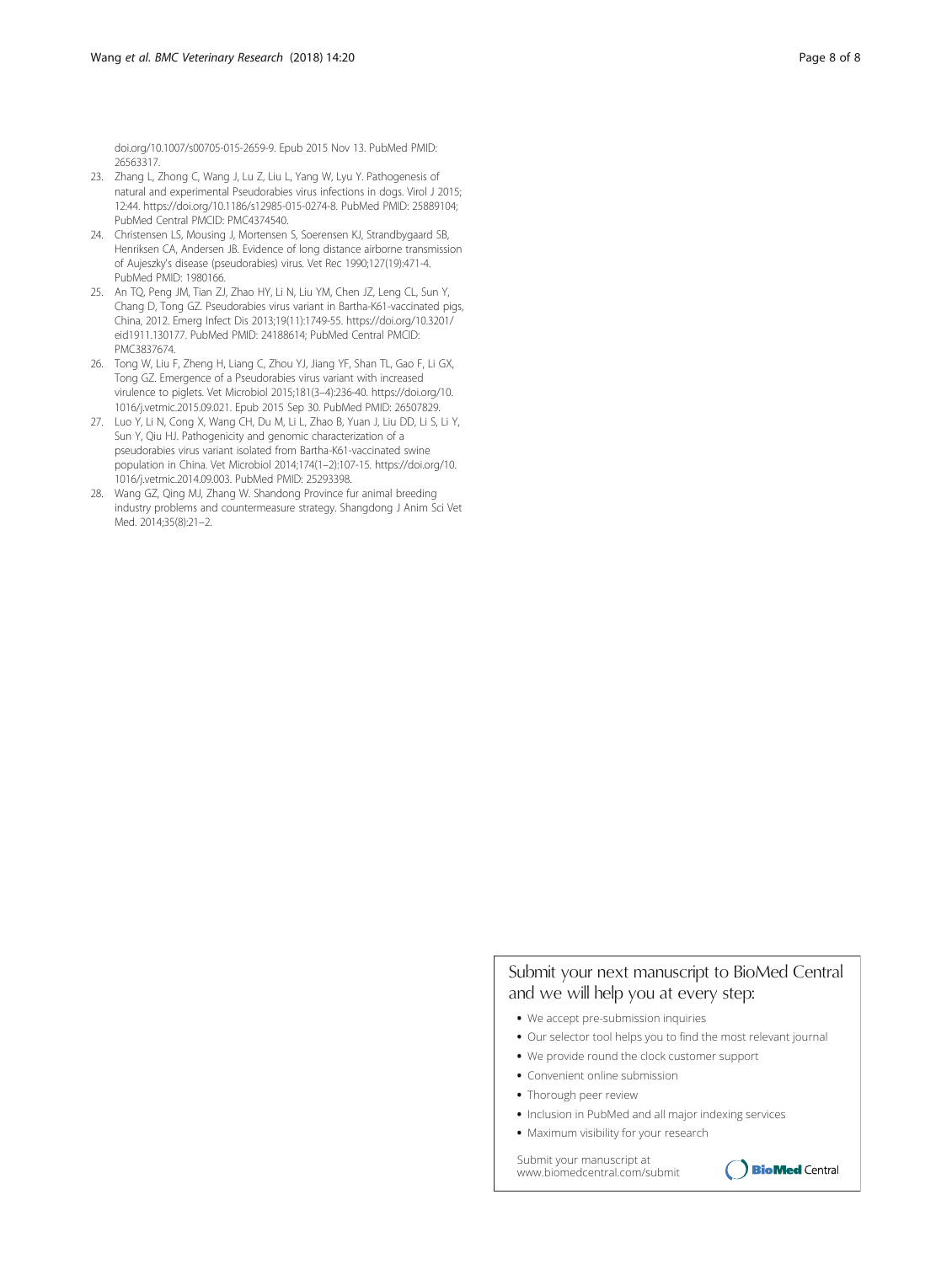doi.org/10.1007/s00705-015-2659-9. Epub 2015 Nov 13. PubMed PMID: 26563317.

23. Zhang L, Zhong C, Wang J, Lu Z, Liu L, Yang W, Lyu Y. Pathogenesis of natural and experimental Pseudorabies virus infections in dogs. Virol J 2015; 12:44. https://doi.org/10.1186/s12985-015-0274-8. PubMed PMID: 25889104; PubMed Central PMCID: PMC4374540.
24. Christensen LS, Mousing J, Mortensen S, Soerensen KJ, Strandbygaard SB, Henriksen CA, Andersen JB. Evidence of long distance airborne transmission of Aujeszky's disease (pseudorabies) virus. Vet Rec 1990;127(19):471-4. PubMed PMID: 1980166.
25. An TQ, Peng JM, Tian ZJ, Zhao HY, Li N, Liu YM, Chen JZ, Leng CL, Sun Y, Chang D, Tong GZ. Pseudorabies virus variant in Bartha-K61-vaccinated pigs, China, 2012. Emerg Infect Dis 2013;19(11):1749-55. https://doi.org/10.3201/eid1911.130177. PubMed PMID: 24188614; PubMed Central PMCID: PMC3837674.
26. Tong W, Liu F, Zheng H, Liang C, Zhou YJ, Jiang YF, Shan TL, Gao F, Li GX, Tong GZ. Emergence of a Pseudorabies virus variant with increased virulence to piglets. Vet Microbiol 2015;181(3–4):236-40. https://doi.org/10.1016/j.vetmic.2015.09.021. Epub 2015 Sep 30. PubMed PMID: 26507829.
27. Luo Y, Li N, Cong X, Wang CH, Du M, Li L, Zhao B, Yuan J, Liu DD, Li S, Li Y, Sun Y, Qiu HJ. Pathogenicity and genomic characterization of a pseudorabies virus variant isolated from Bartha-K61-vaccinated swine population in China. Vet Microbiol 2014;174(1–2):107-15. https://doi.org/10.1016/j.vetmic.2014.09.003. PubMed PMID: 25293398.
28. Wang GZ, Qing MJ, Zhang W. Shandong Province fur animal breeding industry problems and countermeasure strategy. Shangdong J Anim Sci Vet Med. 2014;35(8):21–2.

Submit your next manuscript to BioMed Central and we will help you at every step:

- We accept pre-submission inquiries
- Our selector tool helps you to find the most relevant journal
- We provide round the clock customer support
- Convenient online submission
- Thorough peer review
- Inclusion in PubMed and all major indexing services
- Maximum visibility for your research

Submit your manuscript at www.biomedcentral.com/submit

BioMed Central